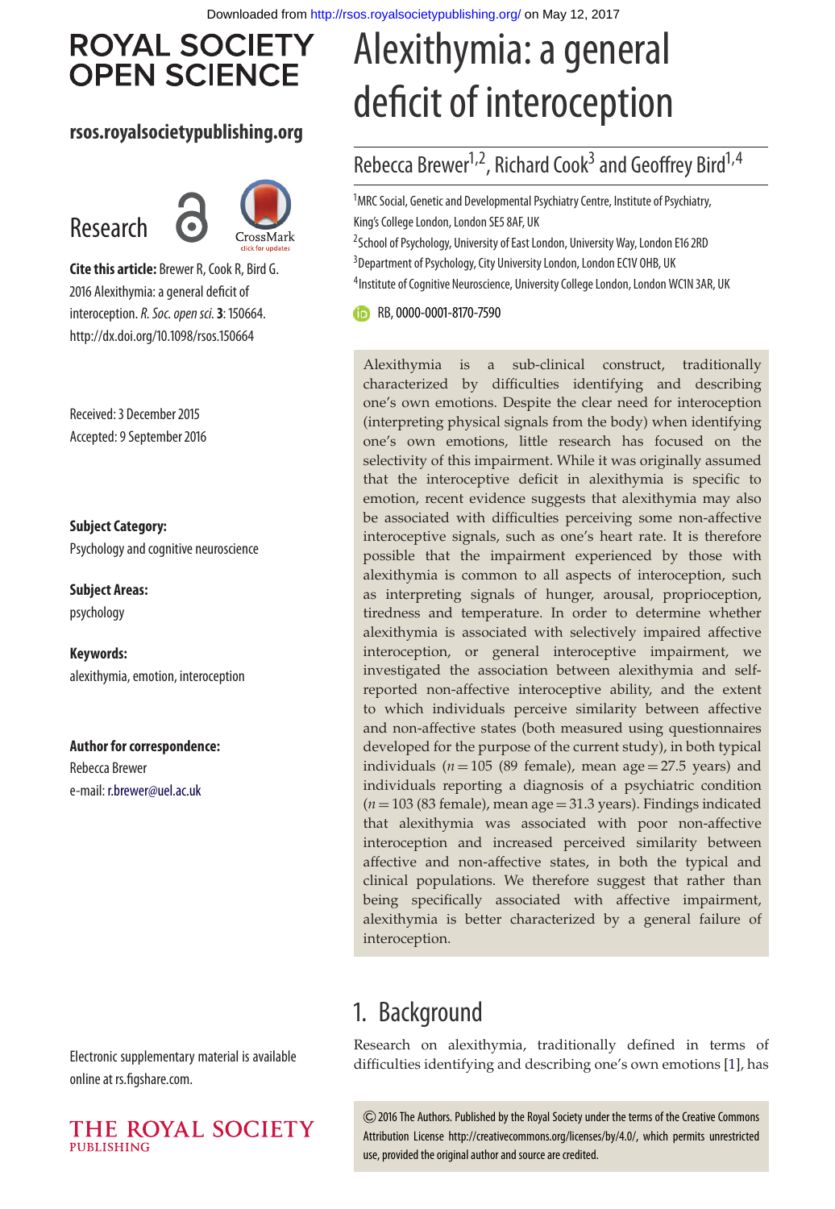# Alexithymia: a general deficit of interoception

Rebecca Brewer[1,2], Richard Cook[3] and Geoffrey Bird[1,4]

[1]MRC Social, Genetic and Developmental Psychiatry Centre, Institute of Psychiatry, King's College London, London SE5 8AF, UK
[2]School of Psychology, University of East London, University Way, London E16 2RD
[3]Department of Psychology, City University London, London EC1V 0HB, UK
[4]Institute of Cognitive Neuroscience, University College London, London WC1N 3AR, UK

RB, 0000-0001-8170-7590

Research

**Cite this article:** Brewer R, Cook R, Bird G. 2016 Alexithymia: a general deficit of interoception. *R. Soc. open sci.* **3**: 150664. http://dx.doi.org/10.1098/rsos.150664

Received: 3 December 2015
Accepted: 9 September 2016

**Subject Category:**
Psychology and cognitive neuroscience

**Subject Areas:**
psychology

**Keywords:**
alexithymia, emotion, interoception

**Author for correspondence:**
Rebecca Brewer
e-mail: r.brewer@uel.ac.uk

Electronic supplementary material is available online at rs.figshare.com.

Alexithymia is a sub-clinical construct, traditionally characterized by difficulties identifying and describing one's own emotions. Despite the clear need for interoception (interpreting physical signals from the body) when identifying one's own emotions, little research has focused on the selectivity of this impairment. While it was originally assumed that the interoceptive deficit in alexithymia is specific to emotion, recent evidence suggests that alexithymia may also be associated with difficulties perceiving some non-affective interoceptive signals, such as one's heart rate. It is therefore possible that the impairment experienced by those with alexithymia is common to all aspects of interoception, such as interpreting signals of hunger, arousal, proprioception, tiredness and temperature. In order to determine whether alexithymia is associated with selectively impaired affective interoception, or general interoceptive impairment, we investigated the association between alexithymia and self-reported non-affective interoceptive ability, and the extent to which individuals perceive similarity between affective and non-affective states (both measured using questionnaires developed for the purpose of the current study), in both typical individuals ($n = 105$ (89 female), mean age $= 27.5$ years) and individuals reporting a diagnosis of a psychiatric condition ($n = 103$ (83 female), mean age $= 31.3$ years). Findings indicated that alexithymia was associated with poor non-affective interoception and increased perceived similarity between affective and non-affective states, in both the typical and clinical populations. We therefore suggest that rather than being specifically associated with affective impairment, alexithymia is better characterized by a general failure of interoception.

## 1. Background

Research on alexithymia, traditionally defined in terms of difficulties identifying and describing one's own emotions [1], has

© 2016 The Authors. Published by the Royal Society under the terms of the Creative Commons Attribution License http://creativecommons.org/licenses/by/4.0/, which permits unrestricted use, provided the original author and source are credited.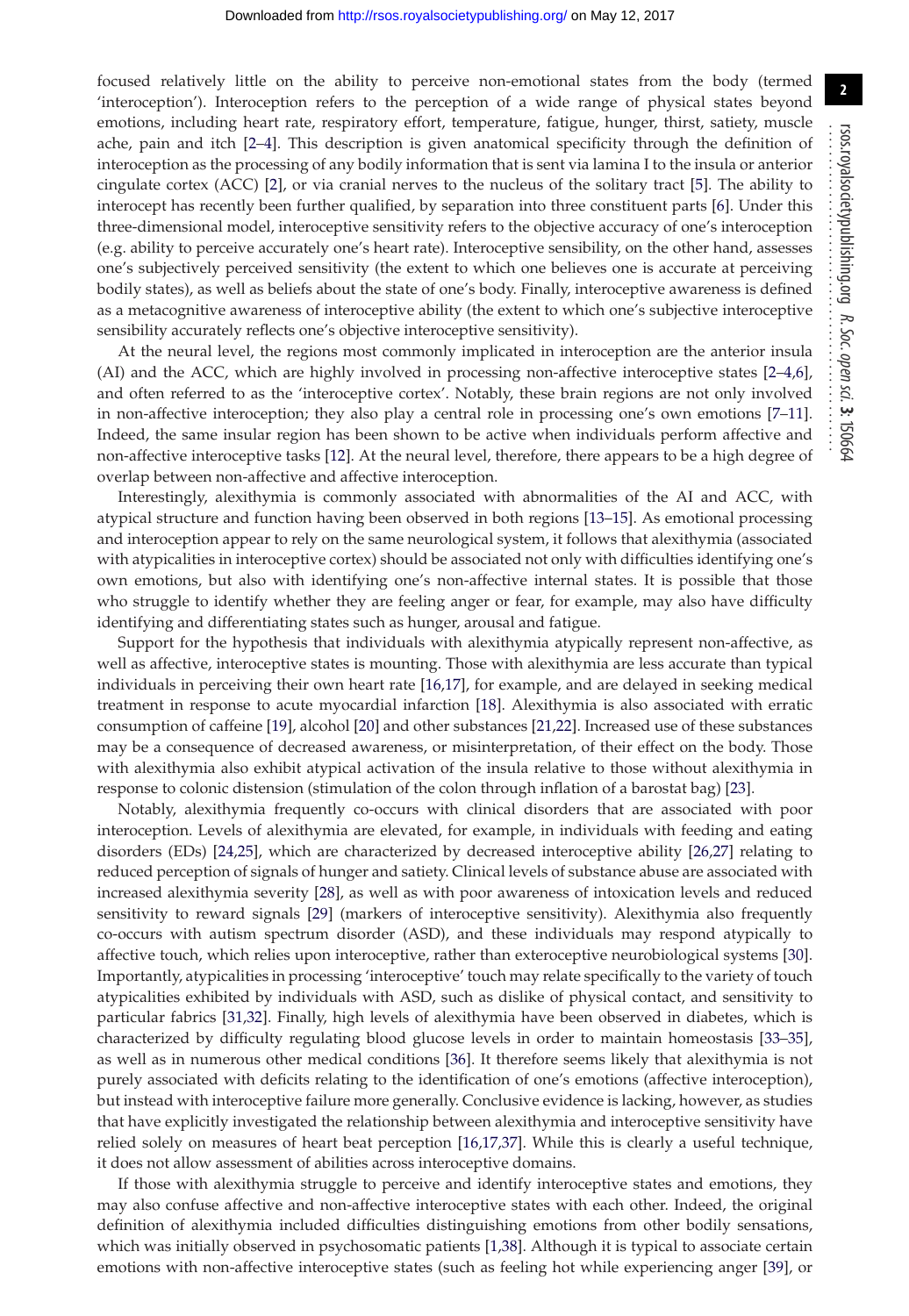focused relatively little on the ability to perceive non-emotional states from the body (termed 'interoception'). Interoception refers to the perception of a wide range of physical states beyond emotions, including heart rate, respiratory effort, temperature, fatigue, hunger, thirst, satiety, muscle ache, pain and itch [2–4]. This description is given anatomical specificity through the definition of interoception as the processing of any bodily information that is sent via lamina I to the insula or anterior cingulate cortex (ACC) [2], or via cranial nerves to the nucleus of the solitary tract [5]. The ability to interocept has recently been further qualified, by separation into three constituent parts [6]. Under this three-dimensional model, interoceptive sensitivity refers to the objective accuracy of one's interoception (e.g. ability to perceive accurately one's heart rate). Interoceptive sensibility, on the other hand, assesses one's subjectively perceived sensitivity (the extent to which one believes one is accurate at perceiving bodily states), as well as beliefs about the state of one's body. Finally, interoceptive awareness is defined as a metacognitive awareness of interoceptive ability (the extent to which one's subjective interoceptive sensibility accurately reflects one's objective interoceptive sensitivity).

At the neural level, the regions most commonly implicated in interoception are the anterior insula (AI) and the ACC, which are highly involved in processing non-affective interoceptive states [2–4,6], and often referred to as the 'interoceptive cortex'. Notably, these brain regions are not only involved in non-affective interoception; they also play a central role in processing one's own emotions [7–11]. Indeed, the same insular region has been shown to be active when individuals perform affective and non-affective interoceptive tasks [12]. At the neural level, therefore, there appears to be a high degree of overlap between non-affective and affective interoception.

Interestingly, alexithymia is commonly associated with abnormalities of the AI and ACC, with atypical structure and function having been observed in both regions [13–15]. As emotional processing and interoception appear to rely on the same neurological system, it follows that alexithymia (associated with atypicalities in interoceptive cortex) should be associated not only with difficulties identifying one's own emotions, but also with identifying one's non-affective internal states. It is possible that those who struggle to identify whether they are feeling anger or fear, for example, may also have difficulty identifying and differentiating states such as hunger, arousal and fatigue.

Support for the hypothesis that individuals with alexithymia atypically represent non-affective, as well as affective, interoceptive states is mounting. Those with alexithymia are less accurate than typical individuals in perceiving their own heart rate [16,17], for example, and are delayed in seeking medical treatment in response to acute myocardial infarction [18]. Alexithymia is also associated with erratic consumption of caffeine [19], alcohol [20] and other substances [21,22]. Increased use of these substances may be a consequence of decreased awareness, or misinterpretation, of their effect on the body. Those with alexithymia also exhibit atypical activation of the insula relative to those without alexithymia in response to colonic distension (stimulation of the colon through inflation of a barostat bag) [23].

Notably, alexithymia frequently co-occurs with clinical disorders that are associated with poor interoception. Levels of alexithymia are elevated, for example, in individuals with feeding and eating disorders (EDs) [24,25], which are characterized by decreased interoceptive ability [26,27] relating to reduced perception of signals of hunger and satiety. Clinical levels of substance abuse are associated with increased alexithymia severity [28], as well as with poor awareness of intoxication levels and reduced sensitivity to reward signals [29] (markers of interoceptive sensitivity). Alexithymia also frequently co-occurs with autism spectrum disorder (ASD), and these individuals may respond atypically to affective touch, which relies upon interoceptive, rather than exteroceptive neurobiological systems [30]. Importantly, atypicalities in processing 'interoceptive' touch may relate specifically to the variety of touch atypicalities exhibited by individuals with ASD, such as dislike of physical contact, and sensitivity to particular fabrics [31,32]. Finally, high levels of alexithymia have been observed in diabetes, which is characterized by difficulty regulating blood glucose levels in order to maintain homeostasis [33–35], as well as in numerous other medical conditions [36]. It therefore seems likely that alexithymia is not purely associated with deficits relating to the identification of one's emotions (affective interoception), but instead with interoceptive failure more generally. Conclusive evidence is lacking, however, as studies that have explicitly investigated the relationship between alexithymia and interoceptive sensitivity have relied solely on measures of heart beat perception [16,17,37]. While this is clearly a useful technique, it does not allow assessment of abilities across interoceptive domains.

If those with alexithymia struggle to perceive and identify interoceptive states and emotions, they may also confuse affective and non-affective interoceptive states with each other. Indeed, the original definition of alexithymia included difficulties distinguishing emotions from other bodily sensations, which was initially observed in psychosomatic patients [1,38]. Although it is typical to associate certain emotions with non-affective interoceptive states (such as feeling hot while experiencing anger [39], or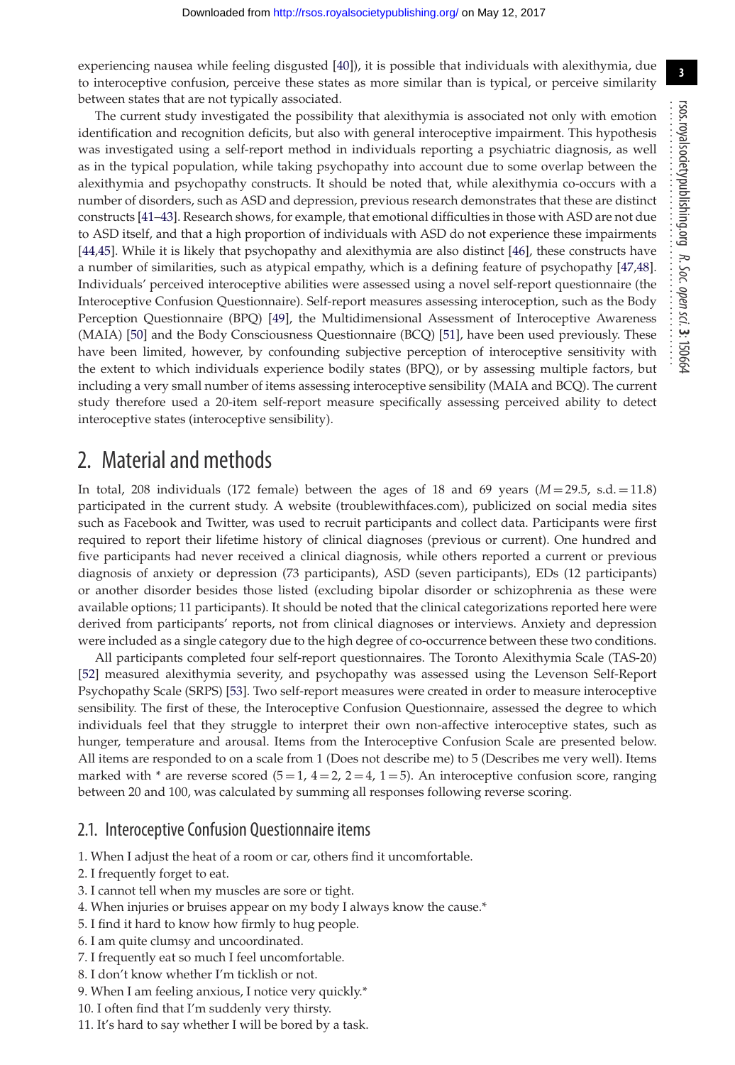experiencing nausea while feeling disgusted [40]), it is possible that individuals with alexithymia, due to interoceptive confusion, perceive these states as more similar than is typical, or perceive similarity between states that are not typically associated.

The current study investigated the possibility that alexithymia is associated not only with emotion identification and recognition deficits, but also with general interoceptive impairment. This hypothesis was investigated using a self-report method in individuals reporting a psychiatric diagnosis, as well as in the typical population, while taking psychopathy into account due to some overlap between the alexithymia and psychopathy constructs. It should be noted that, while alexithymia co-occurs with a number of disorders, such as ASD and depression, previous research demonstrates that these are distinct constructs [41–43]. Research shows, for example, that emotional difficulties in those with ASD are not due to ASD itself, and that a high proportion of individuals with ASD do not experience these impairments [44,45]. While it is likely that psychopathy and alexithymia are also distinct [46], these constructs have a number of similarities, such as atypical empathy, which is a defining feature of psychopathy [47,48]. Individuals' perceived interoceptive abilities were assessed using a novel self-report questionnaire (the Interoceptive Confusion Questionnaire). Self-report measures assessing interoception, such as the Body Perception Questionnaire (BPQ) [49], the Multidimensional Assessment of Interoceptive Awareness (MAIA) [50] and the Body Consciousness Questionnaire (BCQ) [51], have been used previously. These have been limited, however, by confounding subjective perception of interoceptive sensitivity with the extent to which individuals experience bodily states (BPQ), or by assessing multiple factors, but including a very small number of items assessing interoceptive sensibility (MAIA and BCQ). The current study therefore used a 20-item self-report measure specifically assessing perceived ability to detect interoceptive states (interoceptive sensibility).

## 2. Material and methods

In total, 208 individuals (172 female) between the ages of 18 and 69 years ($M = 29.5$, s.d. $= 11.8$) participated in the current study. A website (troublewithfaces.com), publicized on social media sites such as Facebook and Twitter, was used to recruit participants and collect data. Participants were first required to report their lifetime history of clinical diagnoses (previous or current). One hundred and five participants had never received a clinical diagnosis, while others reported a current or previous diagnosis of anxiety or depression (73 participants), ASD (seven participants), EDs (12 participants) or another disorder besides those listed (excluding bipolar disorder or schizophrenia as these were available options; 11 participants). It should be noted that the clinical categorizations reported here were derived from participants' reports, not from clinical diagnoses or interviews. Anxiety and depression were included as a single category due to the high degree of co-occurrence between these two conditions.

All participants completed four self-report questionnaires. The Toronto Alexithymia Scale (TAS-20) [52] measured alexithymia severity, and psychopathy was assessed using the Levenson Self-Report Psychopathy Scale (SRPS) [53]. Two self-report measures were created in order to measure interoceptive sensibility. The first of these, the Interoceptive Confusion Questionnaire, assessed the degree to which individuals feel that they struggle to interpret their own non-affective interoceptive states, such as hunger, temperature and arousal. Items from the Interoceptive Confusion Scale are presented below. All items are responded to on a scale from 1 (Does not describe me) to 5 (Describes me very well). Items marked with * are reverse scored (5 = 1, 4 = 2, 2 = 4, 1 = 5). An interoceptive confusion score, ranging between 20 and 100, was calculated by summing all responses following reverse scoring.

### 2.1. Interoceptive Confusion Questionnaire items

1. When I adjust the heat of a room or car, others find it uncomfortable.
2. I frequently forget to eat.
3. I cannot tell when my muscles are sore or tight.
4. When injuries or bruises appear on my body I always know the cause.*
5. I find it hard to know how firmly to hug people.
6. I am quite clumsy and uncoordinated.
7. I frequently eat so much I feel uncomfortable.
8. I don't know whether I'm ticklish or not.
9. When I am feeling anxious, I notice very quickly.*
10. I often find that I'm suddenly very thirsty.
11. It's hard to say whether I will be bored by a task.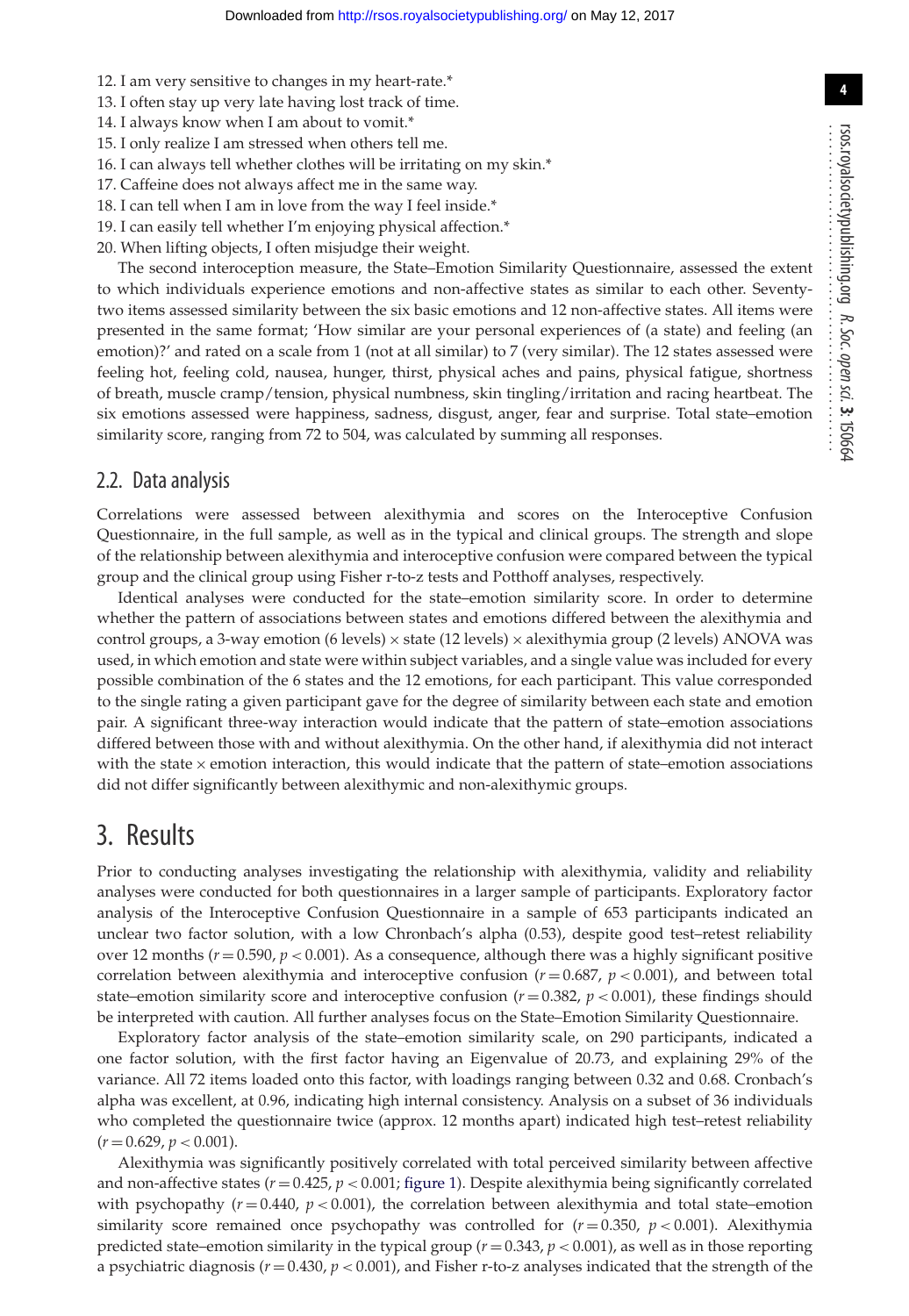12. I am very sensitive to changes in my heart-rate.*
13. I often stay up very late having lost track of time.
14. I always know when I am about to vomit.*
15. I only realize I am stressed when others tell me.
16. I can always tell whether clothes will be irritating on my skin.*
17. Caffeine does not always affect me in the same way.
18. I can tell when I am in love from the way I feel inside.*
19. I can easily tell whether I'm enjoying physical affection.*
20. When lifting objects, I often misjudge their weight.

The second interoception measure, the State–Emotion Similarity Questionnaire, assessed the extent to which individuals experience emotions and non-affective states as similar to each other. Seventy-two items assessed similarity between the six basic emotions and 12 non-affective states. All items were presented in the same format; 'How similar are your personal experiences of (a state) and feeling (an emotion)?' and rated on a scale from 1 (not at all similar) to 7 (very similar). The 12 states assessed were feeling hot, feeling cold, nausea, hunger, thirst, physical aches and pains, physical fatigue, shortness of breath, muscle cramp/tension, physical numbness, skin tingling/irritation and racing heartbeat. The six emotions assessed were happiness, sadness, disgust, anger, fear and surprise. Total state–emotion similarity score, ranging from 72 to 504, was calculated by summing all responses.

## 2.2. Data analysis

Correlations were assessed between alexithymia and scores on the Interoceptive Confusion Questionnaire, in the full sample, as well as in the typical and clinical groups. The strength and slope of the relationship between alexithymia and interoceptive confusion were compared between the typical group and the clinical group using Fisher r-to-z tests and Potthoff analyses, respectively.

Identical analyses were conducted for the state–emotion similarity score. In order to determine whether the pattern of associations between states and emotions differed between the alexithymia and control groups, a 3-way emotion (6 levels) × state (12 levels) × alexithymia group (2 levels) ANOVA was used, in which emotion and state were within subject variables, and a single value was included for every possible combination of the 6 states and the 12 emotions, for each participant. This value corresponded to the single rating a given participant gave for the degree of similarity between each state and emotion pair. A significant three-way interaction would indicate that the pattern of state–emotion associations differed between those with and without alexithymia. On the other hand, if alexithymia did not interact with the state × emotion interaction, this would indicate that the pattern of state–emotion associations did not differ significantly between alexithymic and non-alexithymic groups.

# 3. Results

Prior to conducting analyses investigating the relationship with alexithymia, validity and reliability analyses were conducted for both questionnaires in a larger sample of participants. Exploratory factor analysis of the Interoceptive Confusion Questionnaire in a sample of 653 participants indicated an unclear two factor solution, with a low Chronbach's alpha (0.53), despite good test–retest reliability over 12 months ($r = 0.590$, $p < 0.001$). As a consequence, although there was a highly significant positive correlation between alexithymia and interoceptive confusion ($r = 0.687$, $p < 0.001$), and between total state–emotion similarity score and interoceptive confusion ($r = 0.382$, $p < 0.001$), these findings should be interpreted with caution. All further analyses focus on the State–Emotion Similarity Questionnaire.

Exploratory factor analysis of the state–emotion similarity scale, on 290 participants, indicated a one factor solution, with the first factor having an Eigenvalue of 20.73, and explaining 29% of the variance. All 72 items loaded onto this factor, with loadings ranging between 0.32 and 0.68. Cronbach's alpha was excellent, at 0.96, indicating high internal consistency. Analysis on a subset of 36 individuals who completed the questionnaire twice (approx. 12 months apart) indicated high test–retest reliability ($r = 0.629$, $p < 0.001$).

Alexithymia was significantly positively correlated with total perceived similarity between affective and non-affective states ($r = 0.425$, $p < 0.001$; figure 1). Despite alexithymia being significantly correlated with psychopathy ($r = 0.440$, $p < 0.001$), the correlation between alexithymia and total state–emotion similarity score remained once psychopathy was controlled for ($r = 0.350$, $p < 0.001$). Alexithymia predicted state–emotion similarity in the typical group ($r = 0.343$, $p < 0.001$), as well as in those reporting a psychiatric diagnosis ($r = 0.430$, $p < 0.001$), and Fisher r-to-z analyses indicated that the strength of the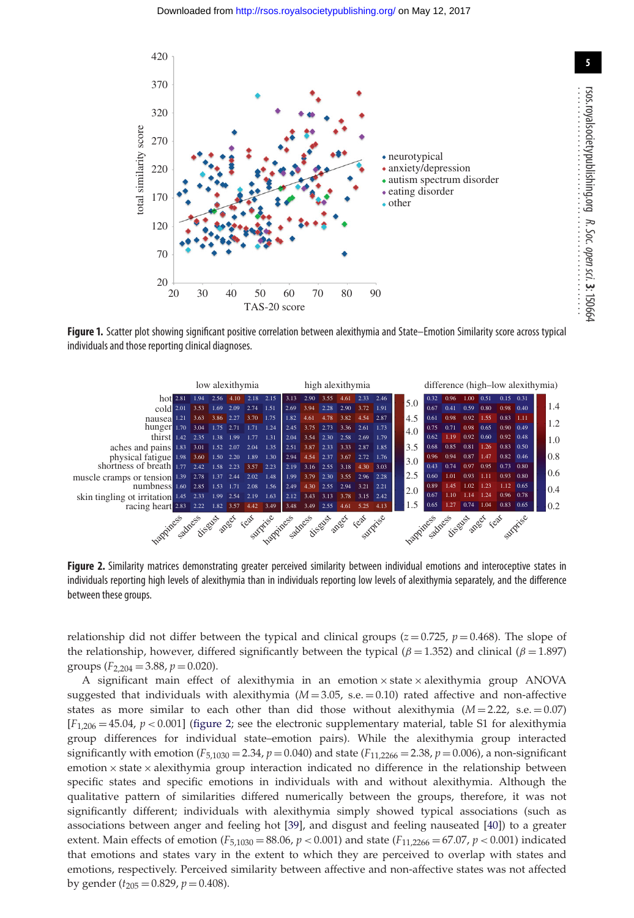**Figure 1.** Scatter plot showing significant positive correlation between alexithymia and State–Emotion Similarity score across typical individuals and those reporting clinical diagnoses.

**Figure 2.** Similarity matrices demonstrating greater perceived similarity between individual emotions and interoceptive states in individuals reporting high levels of alexithymia than in individuals reporting low levels of alexithymia separately, and the difference between these groups.

relationship did not differ between the typical and clinical groups ($z = 0.725$, $p = 0.468$). The slope of the relationship, however, differed significantly between the typical ($\beta = 1.352$) and clinical ($\beta = 1.897$) groups ($F_{2,204} = 3.88$, $p = 0.020$).

A significant main effect of alexithymia in an emotion × state × alexithymia group ANOVA suggested that individuals with alexithymia ($M = 3.05$, s.e. $= 0.10$) rated affective and non-affective states as more similar to each other than did those without alexithymia ($M = 2.22$, s.e. $= 0.07$) [$F_{1,206} = 45.04$, $p < 0.001$] (figure 2; see the electronic supplementary material, table S1 for alexithymia group differences for individual state–emotion pairs). While the alexithymia group interacted significantly with emotion ($F_{5,1030} = 2.34$, $p = 0.040$) and state ($F_{11,2266} = 2.38$, $p = 0.006$), a non-significant emotion × state × alexithymia group interaction indicated no difference in the relationship between specific states and specific emotions in individuals with and without alexithymia. Although the qualitative pattern of similarities differed numerically between the groups, therefore, it was not significantly different; individuals with alexithymia simply showed typical associations (such as associations between anger and feeling hot [39], and disgust and feeling nauseated [40]) to a greater extent. Main effects of emotion ($F_{5,1030} = 88.06$, $p < 0.001$) and state ($F_{11,2266} = 67.07$, $p < 0.001$) indicated that emotions and states vary in the extent to which they are perceived to overlap with states and emotions, respectively. Perceived similarity between affective and non-affective states was not affected by gender ($t_{205} = 0.829$, $p = 0.408$).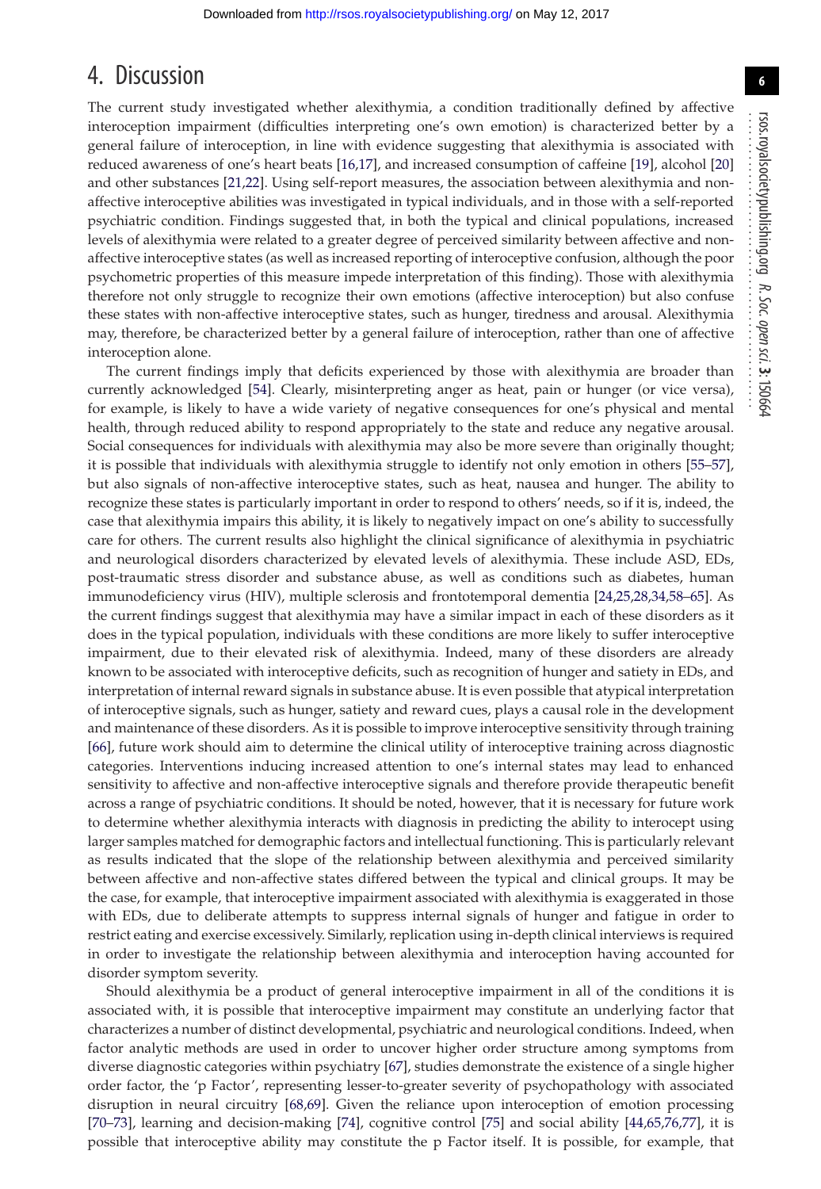## 4. Discussion

The current study investigated whether alexithymia, a condition traditionally defined by affective interoception impairment (difficulties interpreting one's own emotion) is characterized better by a general failure of interoception, in line with evidence suggesting that alexithymia is associated with reduced awareness of one's heart beats [16,17], and increased consumption of caffeine [19], alcohol [20] and other substances [21,22]. Using self-report measures, the association between alexithymia and non-affective interoceptive abilities was investigated in typical individuals, and in those with a self-reported psychiatric condition. Findings suggested that, in both the typical and clinical populations, increased levels of alexithymia were related to a greater degree of perceived similarity between affective and non-affective interoceptive states (as well as increased reporting of interoceptive confusion, although the poor psychometric properties of this measure impede interpretation of this finding). Those with alexithymia therefore not only struggle to recognize their own emotions (affective interoception) but also confuse these states with non-affective interoceptive states, such as hunger, tiredness and arousal. Alexithymia may, therefore, be characterized better by a general failure of interoception, rather than one of affective interoception alone.

The current findings imply that deficits experienced by those with alexithymia are broader than currently acknowledged [54]. Clearly, misinterpreting anger as heat, pain or hunger (or vice versa), for example, is likely to have a wide variety of negative consequences for one's physical and mental health, through reduced ability to respond appropriately to the state and reduce any negative arousal. Social consequences for individuals with alexithymia may also be more severe than originally thought; it is possible that individuals with alexithymia struggle to identify not only emotion in others [55–57], but also signals of non-affective interoceptive states, such as heat, nausea and hunger. The ability to recognize these states is particularly important in order to respond to others' needs, so if it is, indeed, the case that alexithymia impairs this ability, it is likely to negatively impact on one's ability to successfully care for others. The current results also highlight the clinical significance of alexithymia in psychiatric and neurological disorders characterized by elevated levels of alexithymia. These include ASD, EDs, post-traumatic stress disorder and substance abuse, as well as conditions such as diabetes, human immunodeficiency virus (HIV), multiple sclerosis and frontotemporal dementia [24,25,28,34,58–65]. As the current findings suggest that alexithymia may have a similar impact in each of these disorders as it does in the typical population, individuals with these conditions are more likely to suffer interoceptive impairment, due to their elevated risk of alexithymia. Indeed, many of these disorders are already known to be associated with interoceptive deficits, such as recognition of hunger and satiety in EDs, and interpretation of internal reward signals in substance abuse. It is even possible that atypical interpretation of interoceptive signals, such as hunger, satiety and reward cues, plays a causal role in the development and maintenance of these disorders. As it is possible to improve interoceptive sensitivity through training [66], future work should aim to determine the clinical utility of interoceptive training across diagnostic categories. Interventions inducing increased attention to one's internal states may lead to enhanced sensitivity to affective and non-affective interoceptive signals and therefore provide therapeutic benefit across a range of psychiatric conditions. It should be noted, however, that it is necessary for future work to determine whether alexithymia interacts with diagnosis in predicting the ability to interocept using larger samples matched for demographic factors and intellectual functioning. This is particularly relevant as results indicated that the slope of the relationship between alexithymia and perceived similarity between affective and non-affective states differed between the typical and clinical groups. It may be the case, for example, that interoceptive impairment associated with alexithymia is exaggerated in those with EDs, due to deliberate attempts to suppress internal signals of hunger and fatigue in order to restrict eating and exercise excessively. Similarly, replication using in-depth clinical interviews is required in order to investigate the relationship between alexithymia and interoception having accounted for disorder symptom severity.

Should alexithymia be a product of general interoceptive impairment in all of the conditions it is associated with, it is possible that interoceptive impairment may constitute an underlying factor that characterizes a number of distinct developmental, psychiatric and neurological conditions. Indeed, when factor analytic methods are used in order to uncover higher order structure among symptoms from diverse diagnostic categories within psychiatry [67], studies demonstrate the existence of a single higher order factor, the 'p Factor', representing lesser-to-greater severity of psychopathology with associated disruption in neural circuitry [68,69]. Given the reliance upon interoception of emotion processing [70–73], learning and decision-making [74], cognitive control [75] and social ability [44,65,76,77], it is possible that interoceptive ability may constitute the p Factor itself. It is possible, for example, that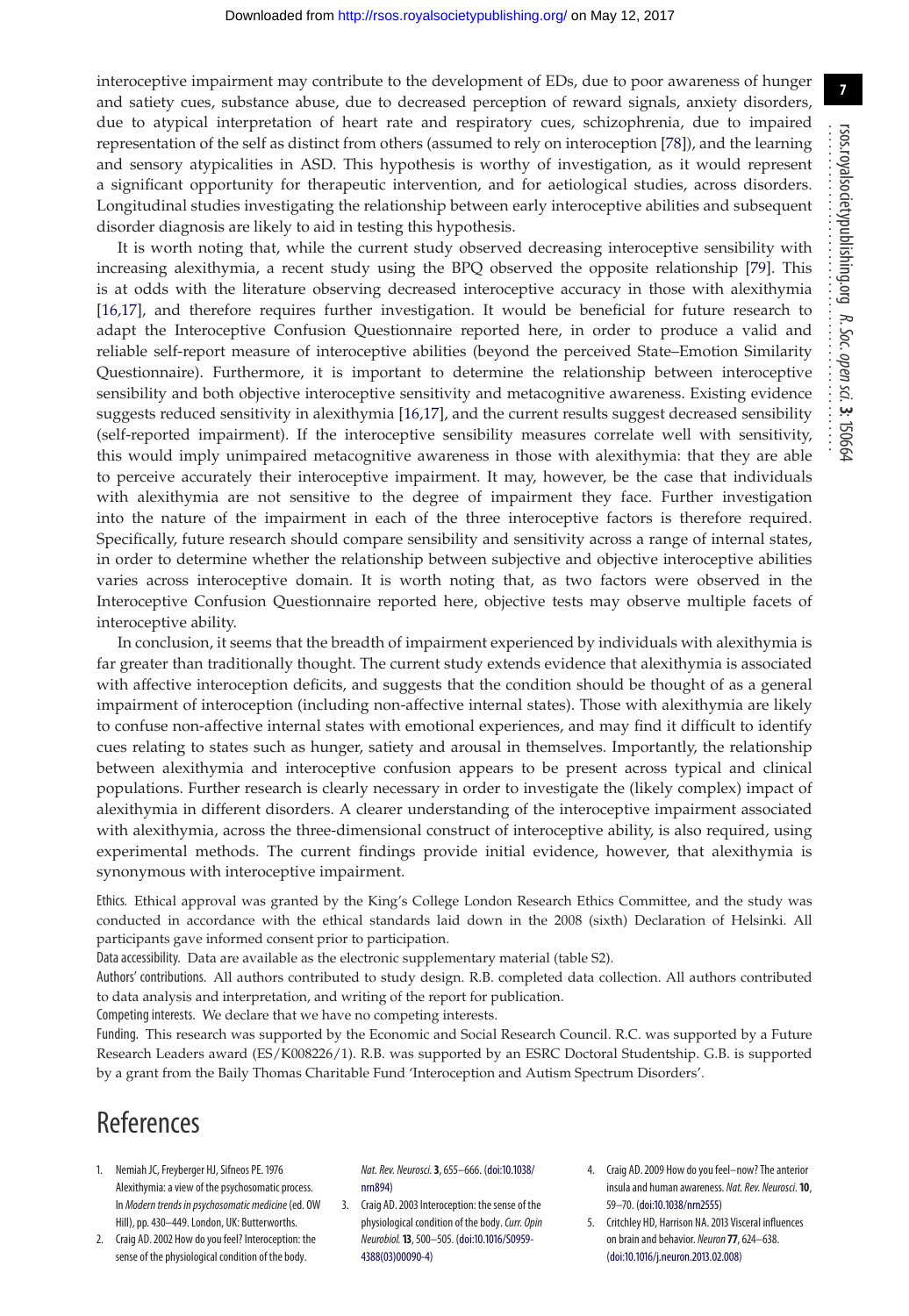interoceptive impairment may contribute to the development of EDs, due to poor awareness of hunger and satiety cues, substance abuse, due to decreased perception of reward signals, anxiety disorders, due to atypical interpretation of heart rate and respiratory cues, schizophrenia, due to impaired representation of the self as distinct from others (assumed to rely on interoception [78]), and the learning and sensory atypicalities in ASD. This hypothesis is worthy of investigation, as it would represent a significant opportunity for therapeutic intervention, and for aetiological studies, across disorders. Longitudinal studies investigating the relationship between early interoceptive abilities and subsequent disorder diagnosis are likely to aid in testing this hypothesis.

It is worth noting that, while the current study observed decreasing interoceptive sensibility with increasing alexithymia, a recent study using the BPQ observed the opposite relationship [79]. This is at odds with the literature observing decreased interoceptive accuracy in those with alexithymia [16,17], and therefore requires further investigation. It would be beneficial for future research to adapt the Interoceptive Confusion Questionnaire reported here, in order to produce a valid and reliable self-report measure of interoceptive abilities (beyond the perceived State–Emotion Similarity Questionnaire). Furthermore, it is important to determine the relationship between interoceptive sensibility and both objective interoceptive sensitivity and metacognitive awareness. Existing evidence suggests reduced sensitivity in alexithymia [16,17], and the current results suggest decreased sensibility (self-reported impairment). If the interoceptive sensibility measures correlate well with sensitivity, this would imply unimpaired metacognitive awareness in those with alexithymia: that they are able to perceive accurately their interoceptive impairment. It may, however, be the case that individuals with alexithymia are not sensitive to the degree of impairment they face. Further investigation into the nature of the impairment in each of the three interoceptive factors is therefore required. Specifically, future research should compare sensibility and sensitivity across a range of internal states, in order to determine whether the relationship between subjective and objective interoceptive abilities varies across interoceptive domain. It is worth noting that, as two factors were observed in the Interoceptive Confusion Questionnaire reported here, objective tests may observe multiple facets of interoceptive ability.

In conclusion, it seems that the breadth of impairment experienced by individuals with alexithymia is far greater than traditionally thought. The current study extends evidence that alexithymia is associated with affective interoception deficits, and suggests that the condition should be thought of as a general impairment of interoception (including non-affective internal states). Those with alexithymia are likely to confuse non-affective internal states with emotional experiences, and may find it difficult to identify cues relating to states such as hunger, satiety and arousal in themselves. Importantly, the relationship between alexithymia and interoceptive confusion appears to be present across typical and clinical populations. Further research is clearly necessary in order to investigate the (likely complex) impact of alexithymia in different disorders. A clearer understanding of the interoceptive impairment associated with alexithymia, across the three-dimensional construct of interoceptive ability, is also required, using experimental methods. The current findings provide initial evidence, however, that alexithymia is synonymous with interoceptive impairment.

Ethics. Ethical approval was granted by the King's College London Research Ethics Committee, and the study was conducted in accordance with the ethical standards laid down in the 2008 (sixth) Declaration of Helsinki. All participants gave informed consent prior to participation.

Data accessibility. Data are available as the electronic supplementary material (table S2).

Authors' contributions. All authors contributed to study design. R.B. completed data collection. All authors contributed to data analysis and interpretation, and writing of the report for publication.

Competing interests. We declare that we have no competing interests.

Funding. This research was supported by the Economic and Social Research Council. R.C. was supported by a Future Research Leaders award (ES/K008226/1). R.B. was supported by an ESRC Doctoral Studentship. G.B. is supported by a grant from the Baily Thomas Charitable Fund 'Interoception and Autism Spectrum Disorders'.

# References

1. Nemiah JC, Freyberger HJ, Sifneos PE. 1976 Alexithymia: a view of the psychosomatic process. In *Modern trends in psychosomatic medicine* (ed. OW Hill), pp. 430–449. London, UK: Butterworths.
2. Craig AD. 2002 How do you feel? Interoception: the sense of the physiological condition of the body. *Nat. Rev. Neurosci.* **3**, 655–666. (doi:10.1038/nrn894)
3. Craig AD. 2003 Interoception: the sense of the physiological condition of the body. *Curr. Opin Neurobiol.* **13**, 500–505. (doi:10.1016/S0959-4388(03)00090-4)
4. Craig AD. 2009 How do you feel—now? The anterior insula and human awareness. *Nat. Rev. Neurosci.* **10**, 59–70. (doi:10.1038/nrn2555)
5. Critchley HD, Harrison NA. 2013 Visceral influences on brain and behavior. *Neuron* **77**, 624–638. (doi:10.1016/j.neuron.2013.02.008)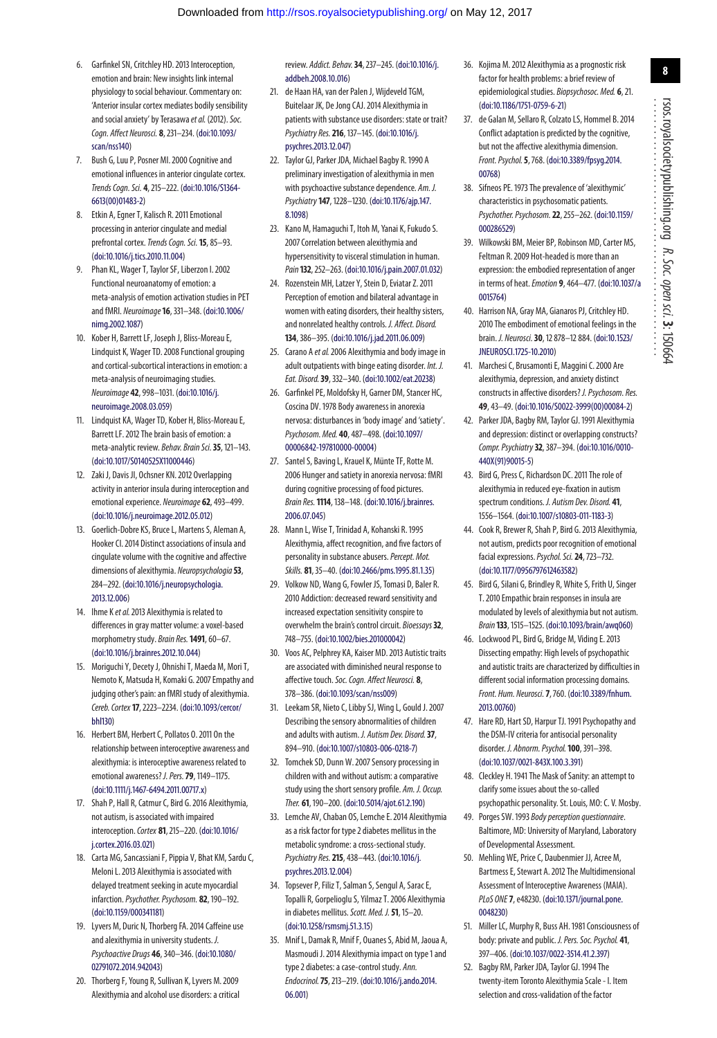6. Garfinkel SN, Critchley HD. 2013 Interoception, emotion and brain: New insights link internal physiology to social behaviour. Commentary on: 'Anterior insular cortex mediates bodily sensibility and social anxiety' by Terasawa *et al.* (2012). *Soc. Cogn. Affect Neurosci.* **8**, 231–234. (doi:10.1093/scan/nss140)
7. Bush G, Luu P, Posner MI. 2000 Cognitive and emotional influences in anterior cingulate cortex. *Trends Cogn. Sci.* **4**, 215–222. (doi:10.1016/S1364-6613(00)01483-2)
8. Etkin A, Egner T, Kalisch R. 2011 Emotional processing in anterior cingulate and medial prefrontal cortex. *Trends Cogn. Sci.* **15**, 85–93. (doi:10.1016/j.tics.2010.11.004)
9. Phan KL, Wager T, Taylor SF, Liberzon I. 2002 Functional neuroanatomy of emotion: a meta-analysis of emotion activation studies in PET and fMRI. *Neuroimage* **16**, 331–348. (doi:10.1006/nimg.2002.1087)
10. Kober H, Barrett LF, Joseph J, Bliss-Moreau E, Lindquist K, Wager TD. 2008 Functional grouping and cortical-subcortical interactions in emotion: a meta-analysis of neuroimaging studies. *Neuroimage* **42**, 998–1031. (doi:10.1016/j.neuroimage.2008.03.059)
11. Lindquist KA, Wager TD, Kober H, Bliss-Moreau E, Barrett LF. 2012 The brain basis of emotion: a meta-analytic review. *Behav. Brain Sci.* **35**, 121–143. (doi:10.1017/S0140525X11000446)
12. Zaki J, Davis JI, Ochsner KN. 2012 Overlapping activity in anterior insula during interoception and emotional experience. *Neuroimage* **62**, 493–499. (doi:10.1016/j.neuroimage.2012.05.012)
13. Goerlich-Dobre KS, Bruce L, Martens S, Aleman A, Hooker CI. 2014 Distinct associations of insula and cingulate volume with the cognitive and affective dimensions of alexithymia. *Neuropsychologia* **53**, 284–292. (doi:10.1016/j.neuropsychologia.2013.12.006)
14. Ihme K *et al.* 2013 Alexithymia is related to differences in gray matter volume: a voxel-based morphometry study. *Brain Res.* **1491**, 60–67. (doi:10.1016/j.brainres.2012.10.044)
15. Moriguchi Y, Decety J, Ohnishi T, Maeda M, Mori T, Nemoto K, Matsuda H, Komaki G. 2007 Empathy and judging other's pain: an fMRI study of alexithymia. *Cereb. Cortex* **17**, 2223–2234. (doi:10.1093/cercor/bhl130)
16. Herbert BM, Herbert C, Pollatos O. 2011 On the relationship between interoceptive awareness and alexithymia: is interoceptive awareness related to emotional awareness? *J. Pers.* **79**, 1149–1175. (doi:10.1111/j.1467-6494.2011.00717.x)
17. Shah P, Hall R, Catmur C, Bird G. 2016 Alexithymia, not autism, is associated with impaired interoception. *Cortex* **81**, 215–220. (doi:10.1016/j.cortex.2016.03.021)
18. Carta MG, Sancassiani F, Pippia V, Bhat KM, Sardu C, Meloni L. 2013 Alexithymia is associated with delayed treatment seeking in acute myocardial infarction. *Psychother. Psychosom.* **82**, 190–192. (doi:10.1159/000341181)
19. Lyvers M, Duric N, Thorberg FA. 2014 Caffeine use and alexithymia in university students. *J. Psychoactive Drugs* **46**, 340–346. (doi:10.1080/02791072.2014.942043)
20. Thorberg F, Young R, Sullivan K, Lyvers M. 2009 Alexithymia and alcohol use disorders: a critical review. *Addict. Behav.* **34**, 237–245. (doi:10.1016/j.addbeh.2008.10.016)
21. de Haan HA, van der Palen J, Wijdeveld TGM, Buitelaar JK, De Jong CAJ. 2014 Alexithymia in patients with substance use disorders: state or trait? *Psychiatry Res.* **216**, 137–145. (doi:10.1016/j.psychres.2013.12.047)
22. Taylor GJ, Parker JDA, Michael Bagby R. 1990 A preliminary investigation of alexithymia in men with psychoactive substance dependence. *Am. J. Psychiatry* **147**, 1228–1230. (doi:10.1176/ajp.147.8.1098)
23. Kano M, Hamaguchi T, Itoh M, Yanai K, Fukudo S. 2007 Correlation between alexithymia and hypersensitivity to visceral stimulation in human. *Pain* **132**, 252–263. (doi:10.1016/j.pain.2007.01.032)
24. Rozenstein MH, Latzer Y, Stein D, Eviatar Z. 2011 Perception of emotion and bilateral advantage in women with eating disorders, their healthy sisters, and nonrelated healthy controls. *J. Affect. Disord.* **134**, 386–395. (doi:10.1016/j.jad.2011.06.009)
25. Carano A *et al.* 2006 Alexithymia and body image in adult outpatients with binge eating disorder. *Int. J. Eat. Disord.* **39**, 332–340. (doi:10.1002/eat.20238)
26. Garfinkel PE, Moldofsky H, Garner DM, Stancer HC, Coscina DV. 1978 Body awareness in anorexia nervosa: disturbances in 'body image' and 'satiety'. *Psychosom. Med.* **40**, 487–498. (doi:10.1097/00006842-197810000-00004)
27. Santel S, Baving L, Krauel K, Münte TF, Rotte M. 2006 Hunger and satiety in anorexia nervosa: fMRI during cognitive processing of food pictures. *Brain Res.* **1114**, 138–148. (doi:10.1016/j.brainres.2006.07.045)
28. Mann L, Wise T, Trinidad A, Kohanski R. 1995 Alexithymia, affect recognition, and five factors of personality in substance abusers. *Percept. Mot. Skills.* **81**, 35–40. (doi:10.2466/pms.1995.81.1.35)
29. Volkow ND, Wang G, Fowler JS, Tomasi D, Baler R. 2010 Addiction: decreased reward sensitivity and increased expectation sensitivity conspire to overwhelm the brain's control circuit. *Bioessays* **32**, 748–755. (doi:10.1002/bies.201000042)
30. Voos AC, Pelphrey KA, Kaiser MD. 2013 Autistic traits are associated with diminished neural response to affective touch. *Soc. Cogn. Affect Neurosci.* **8**, 378–386. (doi:10.1093/scan/nss009)
31. Leekam SR, Nieto C, Libby SJ, Wing L, Gould J. 2007 Describing the sensory abnormalities of children and adults with autism. *J. Autism Dev. Disord.* **37**, 894–910. (doi:10.1007/s10803-006-0218-7)
32. Tomchek SD, Dunn W. 2007 Sensory processing in children with and without autism: a comparative study using the short sensory profile. *Am. J. Occup. Ther.* **61**, 190–200. (doi:10.5014/ajot.61.2.190)
33. Lemche AV, Chaban OS, Lemche E. 2014 Alexithymia as a risk factor for type 2 diabetes mellitus in the metabolic syndrome: a cross-sectional study. *Psychiatry Res.* **215**, 438–443. (doi:10.1016/j.psychres.2013.12.004)
34. Topsever P, Filiz T, Salman S, Sengul A, Sarac E, Topalli R, Gorpelioglu S, Yilmaz T. 2006 Alexithymia in diabetes mellitus. *Scott. Med. J.* **51**, 15–20. (doi:10.1258/rsmsmj.51.3.15)
35. Mnif L, Damak R, Mnif F, Ouanes S, Abid M, Jaoua A, Masmoudi J. 2014 Alexithymia impact on type 1 and type 2 diabetes: a case-control study. *Ann. Endocrinol.* **75**, 213–219. (doi:10.1016/j.ando.2014.06.001)
36. Kojima M. 2012 Alexithymia as a prognostic risk factor for health problems: a brief review of epidemiological studies. *Biopsychosoc. Med.* **6**, 21. (doi:10.1186/1751-0759-6-21)
37. de Galan M, Sellaro R, Colzato LS, Hommel B. 2014 Conflict adaptation is predicted by the cognitive, but not the affective alexithymia dimension. *Front. Psychol.* **5**, 768. (doi:10.3389/fpsyg.2014.00768)
38. Sifneos PE. 1973 The prevalence of 'alexithymic' characteristics in psychosomatic patients. *Psychother. Psychosom.* **22**, 255–262. (doi:10.1159/000286529)
39. Wilkowski BM, Meier BP, Robinson MD, Carter MS, Feltman R. 2009 Hot-headed is more than an expression: the embodied representation of anger in terms of heat. *Emotion* **9**, 464–477. (doi:10.1037/a0015764)
40. Harrison NA, Gray MA, Gianaros PJ, Critchley HD. 2010 The embodiment of emotional feelings in the brain. *J. Neurosci.* **30**, 12 878–12 884. (doi:10.1523/JNEUROSCI.1725-10.2010)
41. Marchesi C, Brusamonti E, Maggini C. 2000 Are alexithymia, depression, and anxiety distinct constructs in affective disorders? *J. Psychosom. Res.* **49**, 43–49. (doi:10.1016/S0022-3999(00)00084-2)
42. Parker JDA, Bagby RM, Taylor GJ. 1991 Alexithymia and depression: distinct or overlapping constructs? *Compr. Psychiatry* **32**, 387–394. (doi:10.1016/0010-440X(91)90015-5)
43. Bird G, Press C, Richardson DC. 2011 The role of alexithymia in reduced eye-fixation in autism spectrum conditions. *J. Autism Dev. Disord.* **41**, 1556–1564. (doi:10.1007/s10803-011-1183-3)
44. Cook R, Brewer R, Shah P, Bird G. 2013 Alexithymia, not autism, predicts poor recognition of emotional facial expressions. *Psychol. Sci.* **24**, 723–732. (doi:10.1177/0956797612463582)
45. Bird G, Silani G, Brindley R, White S, Frith U, Singer T. 2010 Empathic brain responses in insula are modulated by levels of alexithymia but not autism. *Brain* **133**, 1515–1525. (doi:10.1093/brain/awq060)
46. Lockwood PL, Bird G, Bridge M, Viding E. 2013 Dissecting empathy: High levels of psychopathic and autistic traits are characterized by difficulties in different social information processing domains. *Front. Hum. Neurosci.* **7**, 760. (doi:10.3389/fnhum.2013.00760)
47. Hare RD, Hart SD, Harpur TJ. 1991 Psychopathy and the DSM-IV criteria for antisocial personality disorder. *J. Abnorm. Psychol.* **100**, 391–398. (doi:10.1037/0021-843X.100.3.391)
48. Cleckley H. 1941 The Mask of Sanity: an attempt to clarify some issues about the so-called psychopathic personality. St. Louis, MO: C. V. Mosby.
49. Porges SW. 1993 *Body perception questionnaire*. Baltimore, MD: University of Maryland, Laboratory of Developmental Assessment.
50. Mehling WE, Price C, Daubenmier JJ, Acree M, Bartmess E, Stewart A. 2012 The Multidimensional Assessment of Interoceptive Awareness (MAIA). *PLoS ONE* **7**, e48230. (doi:10.1371/journal.pone.0048230)
51. Miller LC, Murphy R, Buss AH. 1981 Consciousness of body: private and public. *J. Pers. Soc. Psychol.* **41**, 397–406. (doi:10.1037/0022-3514.41.2.397)
52. Bagby RM, Parker JDA, Taylor GJ. 1994 The twenty-item Toronto Alexithymia Scale - I. Item selection and cross-validation of the factor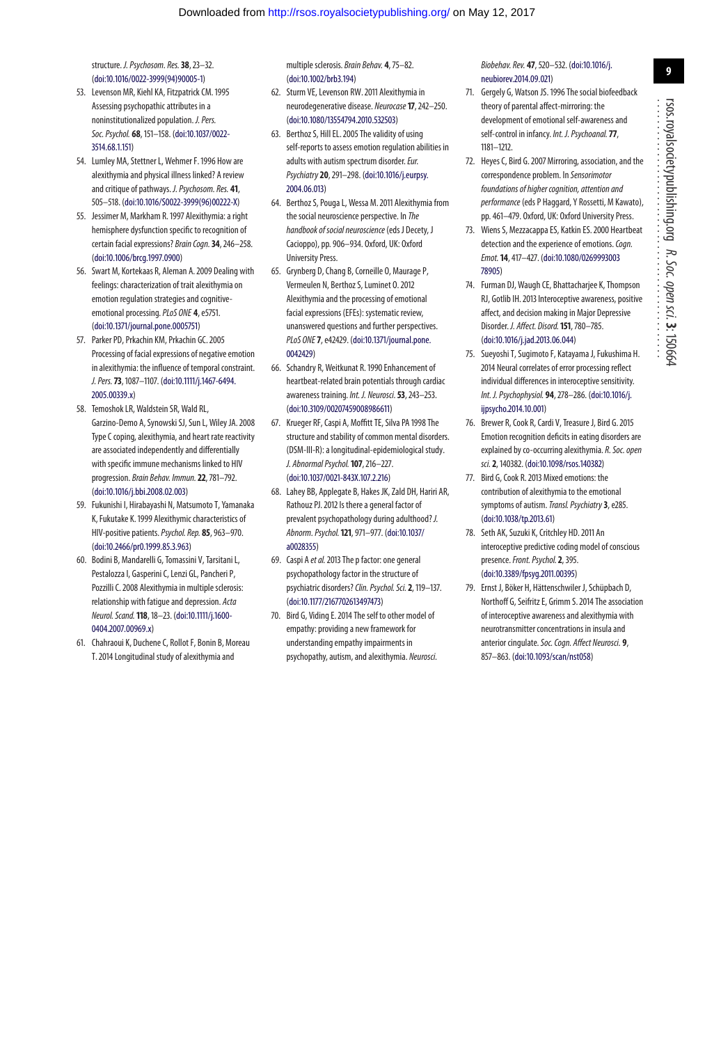structure. *J. Psychosom. Res.* **38**, 23–32. (doi:10.1016/0022-3999(94)90005-1)

53. Levenson MR, Kiehl KA, Fitzpatrick CM. 1995 Assessing psychopathic attributes in a noninstitutionalized population. *J. Pers. Soc. Psychol.* **68**, 151–158. (doi:10.1037/0022-3514.68.1.151)
54. Lumley MA, Stettner L, Wehmer F. 1996 How are alexithymia and physical illness linked? A review and critique of pathways. *J. Psychosom. Res.* **41**, 505–518. (doi:10.1016/S0022-3999(96)00222-X)
55. Jessimer M, Markham R. 1997 Alexithymia: a right hemisphere dysfunction specific to recognition of certain facial expressions? *Brain Cogn.* **34**, 246–258. (doi:10.1006/brcg.1997.0900)
56. Swart M, Kortekaas R, Aleman A. 2009 Dealing with feelings: characterization of trait alexithymia on emotion regulation strategies and cognitive-emotional processing. *PLoS ONE* **4**, e5751. (doi:10.1371/journal.pone.0005751)
57. Parker PD, Prkachin KM, Prkachin GC. 2005 Processing of facial expressions of negative emotion in alexithymia: the influence of temporal constraint. *J. Pers.* **73**, 1087–1107. (doi:10.1111/j.1467-6494.2005.00339.x)
58. Temoshok LR, Waldstein SR, Wald RL, Garzino-Demo A, Synowski SJ, Sun L, Wiley JA. 2008 Type C coping, alexithymia, and heart rate reactivity are associated independently and differentially with specific immune mechanisms linked to HIV progression. *Brain Behav. Immun.* **22**, 781–792. (doi:10.1016/j.bbi.2008.02.003)
59. Fukunishi I, Hirabayashi N, Matsumoto T, Yamanaka K, Fukutake K. 1999 Alexithymic characteristics of HIV-positive patients. *Psychol. Rep.* **85**, 963–970. (doi:10.2466/pr0.1999.85.3.963)
60. Bodini B, Mandarelli G, Tomassini V, Tarsitani L, Pestalozza I, Gasperini C, Lenzi GL, Pancheri P, Pozzilli C. 2008 Alexithymia in multiple sclerosis: relationship with fatigue and depression. *Acta Neurol. Scand.* **118**, 18–23. (doi:10.1111/j.1600-0404.2007.00969.x)
61. Chahraoui K, Duchene C, Rollot F, Bonin B, Moreau T. 2014 Longitudinal study of alexithymia and multiple sclerosis. *Brain Behav.* **4**, 75–82. (doi:10.1002/brb3.194)
62. Sturm VE, Levenson RW. 2011 Alexithymia in neurodegenerative disease. *Neurocase* **17**, 242–250. (doi:10.1080/13554794.2010.532503)
63. Berthoz S, Hill EL. 2005 The validity of using self-reports to assess emotion regulation abilities in adults with autism spectrum disorder. *Eur. Psychiatry* **20**, 291–298. (doi:10.1016/j.eurpsy.2004.06.013)
64. Berthoz S, Pouga L, Wessa M. 2011 Alexithymia from the social neuroscience perspective. In *The handbook of social neuroscience* (eds J Decety, J Cacioppo), pp. 906–934. Oxford, UK: Oxford University Press.
65. Grynberg D, Chang B, Corneille O, Maurage P, Vermeulen N, Berthoz S, Luminet O. 2012 Alexithymia and the processing of emotional facial expressions (EFEs): systematic review, unanswered questions and further perspectives. *PLoS ONE* **7**, e42429. (doi:10.1371/journal.pone.0042429)
66. Schandry R, Weitkunat R. 1990 Enhancement of heartbeat-related brain potentials through cardiac awareness training. *Int. J. Neurosci.* **53**, 243–253. (doi:10.3109/00207459008986611)
67. Krueger RF, Caspi A, Moffitt TE, Silva PA 1998 The structure and stability of common mental disorders (DSM-III-R): a longitudinal-epidemiological study. *J. Abnormal Psychol.* **107**, 216–227. (doi:10.1037/0021-843X.107.2.216)
68. Lahey BB, Applegate B, Hakes JK, Zald DH, Hariri AR, Rathouz PJ. 2012 Is there a general factor of prevalent psychopathology during adulthood? *J. Abnorm. Psychol.* **121**, 971–977. (doi:10.1037/a0028355)
69. Caspi A *et al.* 2013 The p factor: one general psychopathology factor in the structure of psychiatric disorders? *Clin. Psychol. Sci.* **2**, 119–137. (doi:10.1177/2167702613497473)
70. Bird G, Viding E. 2014 The self to other model of empathy: providing a new framework for understanding empathy impairments in psychopathy, autism, and alexithymia. *Neurosci. Biobehav. Rev.* **47**, 520–532. (doi:10.1016/j.neubiorev.2014.09.021)
71. Gergely G, Watson JS. 1996 The social biofeedback theory of parental affect-mirroring: the development of emotional self-awareness and self-control in infancy. *Int. J. Psychoanal.* **77**, 1181–1212.
72. Heyes C, Bird G. 2007 Mirroring, association, and the correspondence problem. In *Sensorimotor foundations of higher cognition, attention and performance* (eds P Haggard, Y Rossetti, M Kawato), pp. 461–479. Oxford, UK: Oxford University Press.
73. Wiens S, Mezzacappa ES, Katkin ES. 2000 Heartbeat detection and the experience of emotions. *Cogn. Emot.* **14**, 417–427. (doi:10.1080/026999300378905)
74. Furman DJ, Waugh CE, Bhattacharjee K, Thompson RJ, Gotlib IH. 2013 Interoceptive awareness, positive affect, and decision making in Major Depressive Disorder. *J. Affect. Disord.* **151**, 780–785. (doi:10.1016/j.jad.2013.06.044)
75. Sueyoshi T, Sugimoto F, Katayama J, Fukushima H. 2014 Neural correlates of error processing reflect individual differences in interoceptive sensitivity. *Int. J. Psychophysiol.* **94**, 278–286. (doi:10.1016/j.ijpsycho.2014.10.001)
76. Brewer R, Cook R, Cardi V, Treasure J, Bird G. 2015 Emotion recognition deficits in eating disorders are explained by co-occurring alexithymia. *R. Soc. open sci.* **2**, 140382. (doi:10.1098/rsos.140382)
77. Bird G, Cook R. 2013 Mixed emotions: the contribution of alexithymia to the emotional symptoms of autism. *Transl. Psychiatry* **3**, e285. (doi:10.1038/tp.2013.61)
78. Seth AK, Suzuki K, Critchley HD. 2011 An interoceptive predictive coding model of conscious presence. *Front. Psychol.* **2**, 395. (doi:10.3389/fpsyg.2011.00395)
79. Ernst J, Böker H, Hättenschwiler J, Schüpbach D, Northoff G, Seifritz E, Grimm S. 2014 The association of interoceptive awareness and alexithymia with neurotransmitter concentrations in insula and anterior cingulate. *Soc. Cogn. Affect Neurosci.* **9**, 857–863. (doi:10.1093/scan/nst058)